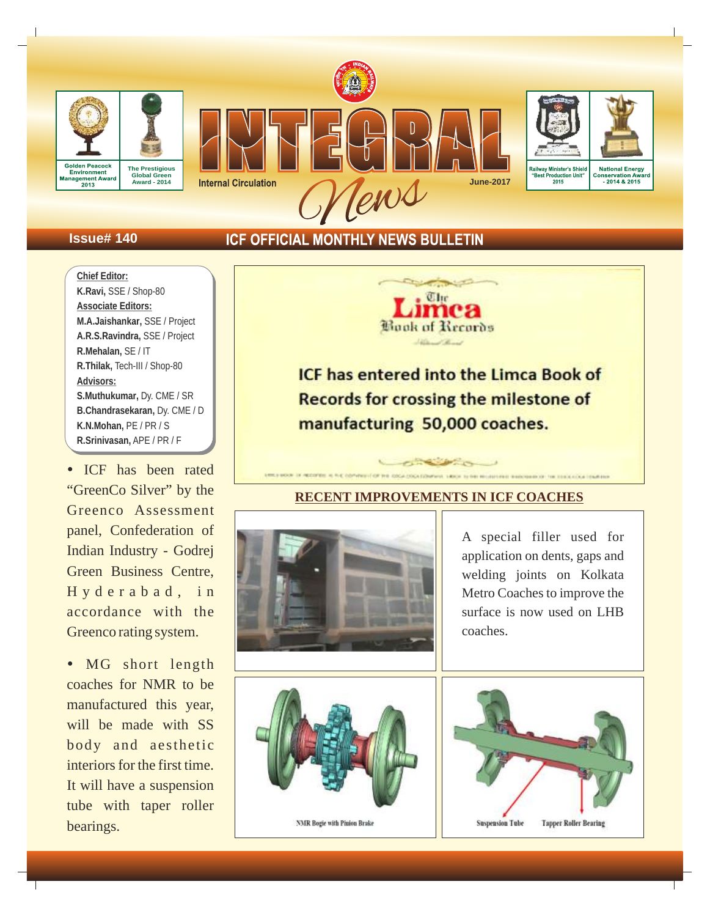Golden Peacock Environment Management Award 2013

The Prestigious Global Green Award - 2014

# INTEGRAL News

Internal Circulation

June-2017

Railway Minister's Shield "Best Production Unit" 2015

National Energy Conservation Award - 2014 & 2015

Issue# 140

## ICF OFFICIAL MONTHLY NEWS BULLETIN

**Chief Editor:**
**K.Ravi,** SSE / Shop-80
**Associate Editors:**
**M.A.Jaishankar,** SSE / Project
**A.R.S.Ravindra,** SSE / Project
**R.Mehalan,** SE / IT
**R.Thilak,** Tech-III / Shop-80
**Advisors:**
**S.Muthukumar,** Dy. CME / SR
**B.Chandrasekaran,** Dy. CME / D
**K.N.Mohan,** PE / PR / S
**R.Srinivasan,** APE / PR / F

- ICF has been rated "GreenCo Silver" by the Greenco Assessment panel, Confederation of Indian Industry - Godrej Green Business Centre, Hyderabad, in accordance with the Greenco rating system.

- MG short length coaches for NMR to be manufactured this year, will be made with SS body and aesthetic interiors for the first time. It will have a suspension tube with taper roller bearings.

The Limca Book of Records

**ICF has entered into the Limca Book of Records for crossing the milestone of manufacturing 50,000 coaches.**

## RECENT IMPROVEMENTS IN ICF COACHES

A special filler used for application on dents, gaps and welding joints on Kolkata Metro Coaches to improve the surface is now used on LHB coaches.

NMR Bogie with Pinion Brake

Suspension Tube    Tapper Roller Bearing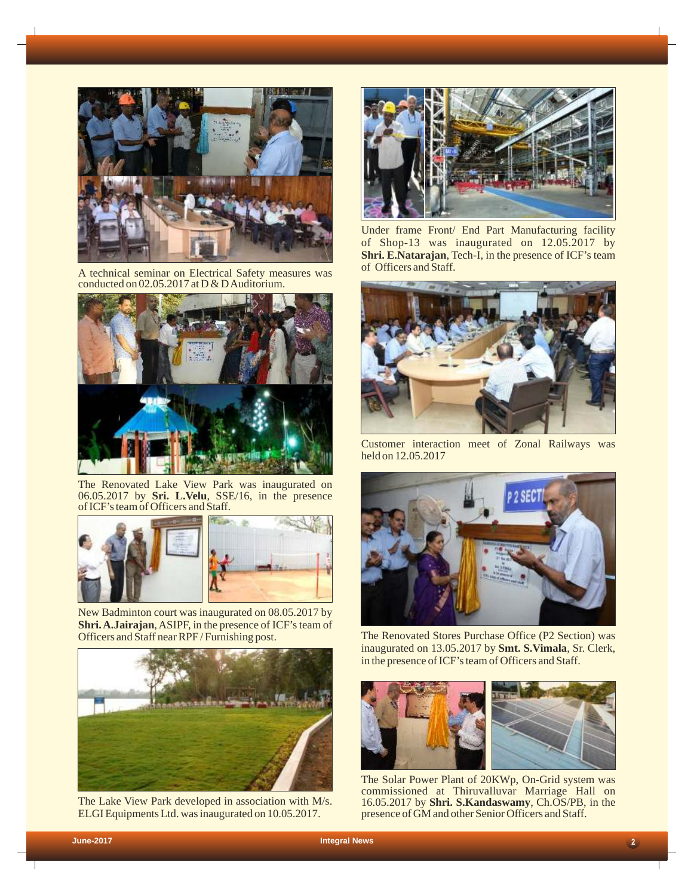A technical seminar on Electrical Safety measures was conducted on 02.05.2017 at D & D Auditorium.

The Renovated Lake View Park was inaugurated on 06.05.2017 by **Sri. L.Velu**, SSE/16, in the presence of ICF's team of Officers and Staff.

New Badminton court was inaugurated on 08.05.2017 by **Shri. A.Jairajan**, ASIPF, in the presence of ICF's team of Officers and Staff near RPF / Furnishing post.

The Lake View Park developed in association with M/s. ELGI Equipments Ltd. was inaugurated on 10.05.2017.

Under frame Front/ End Part Manufacturing facility of Shop-13 was inaugurated on 12.05.2017 by **Shri. E.Natarajan**, Tech-I, in the presence of ICF's team of Officers and Staff.

Customer interaction meet of Zonal Railways was held on 12.05.2017

The Renovated Stores Purchase Office (P2 Section) was inaugurated on 13.05.2017 by **Smt. S.Vimala**, Sr. Clerk, in the presence of ICF's team of Officers and Staff.

The Solar Power Plant of 20KWp, On-Grid system was commissioned at Thiruvalluvar Marriage Hall on 16.05.2017 by **Shri. S.Kandaswamy**, Ch.OS/PB, in the presence of GM and other Senior Officers and Staff.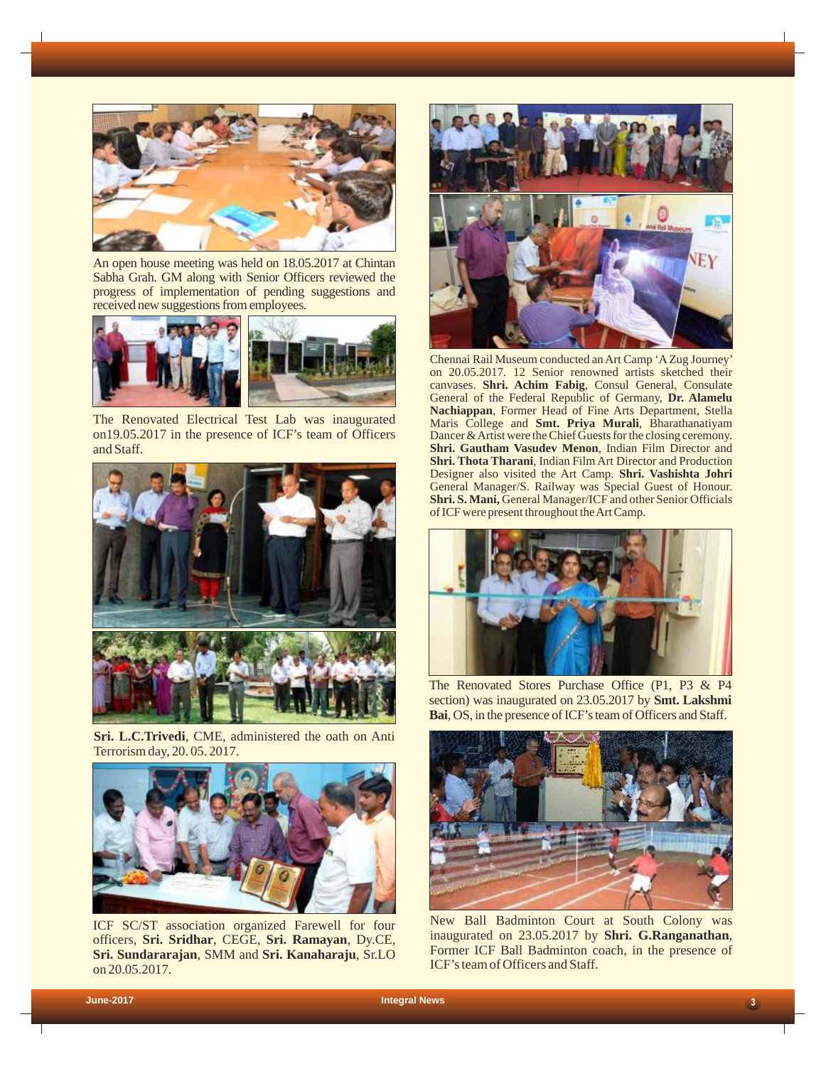An open house meeting was held on 18.05.2017 at Chintan Sabha Grah. GM along with Senior Officers reviewed the progress of implementation of pending suggestions and received new suggestions from employees.

The Renovated Electrical Test Lab was inaugurated on19.05.2017 in the presence of ICF's team of Officers and Staff.

**Sri. L.C.Trivedi**, CME, administered the oath on Anti Terrorism day, 20. 05. 2017.

ICF SC/ST association organized Farewell for four officers, **Sri. Sridhar**, CEGE, **Sri. Ramayan**, Dy.CE, **Sri. Sundararajan**, SMM and **Sri. Kanaharaju**, Sr.LO on 20.05.2017.

Chennai Rail Museum conducted an Art Camp 'A Zug Journey' on 20.05.2017. 12 Senior renowned artists sketched their canvases. **Shri. Achim Fabig**, Consul General, Consulate General of the Federal Republic of Germany, **Dr. Alamelu Nachiappan**, Former Head of Fine Arts Department, Stella Maris College and **Smt. Priya Murali**, Bharathanatiyam Dancer & Artist were the Chief Guests for the closing ceremony. **Shri. Gautham Vasudev Menon**, Indian Film Director and **Shri. Thota Tharani**, Indian Film Art Director and Production Designer also visited the Art Camp. **Shri. Vashishta Johri** General Manager/S. Railway was Special Guest of Honour. **Shri. S. Mani,** General Manager/ICF and other Senior Officials of ICF were present throughout the Art Camp.

The Renovated Stores Purchase Office (P1, P3 & P4 section) was inaugurated on 23.05.2017 by **Smt. Lakshmi Bai**, OS, in the presence of ICF's team of Officers and Staff.

New Ball Badminton Court at South Colony was inaugurated on 23.05.2017 by **Shri. G.Ranganathan**, Former ICF Ball Badminton coach, in the presence of ICF's team of Officers and Staff.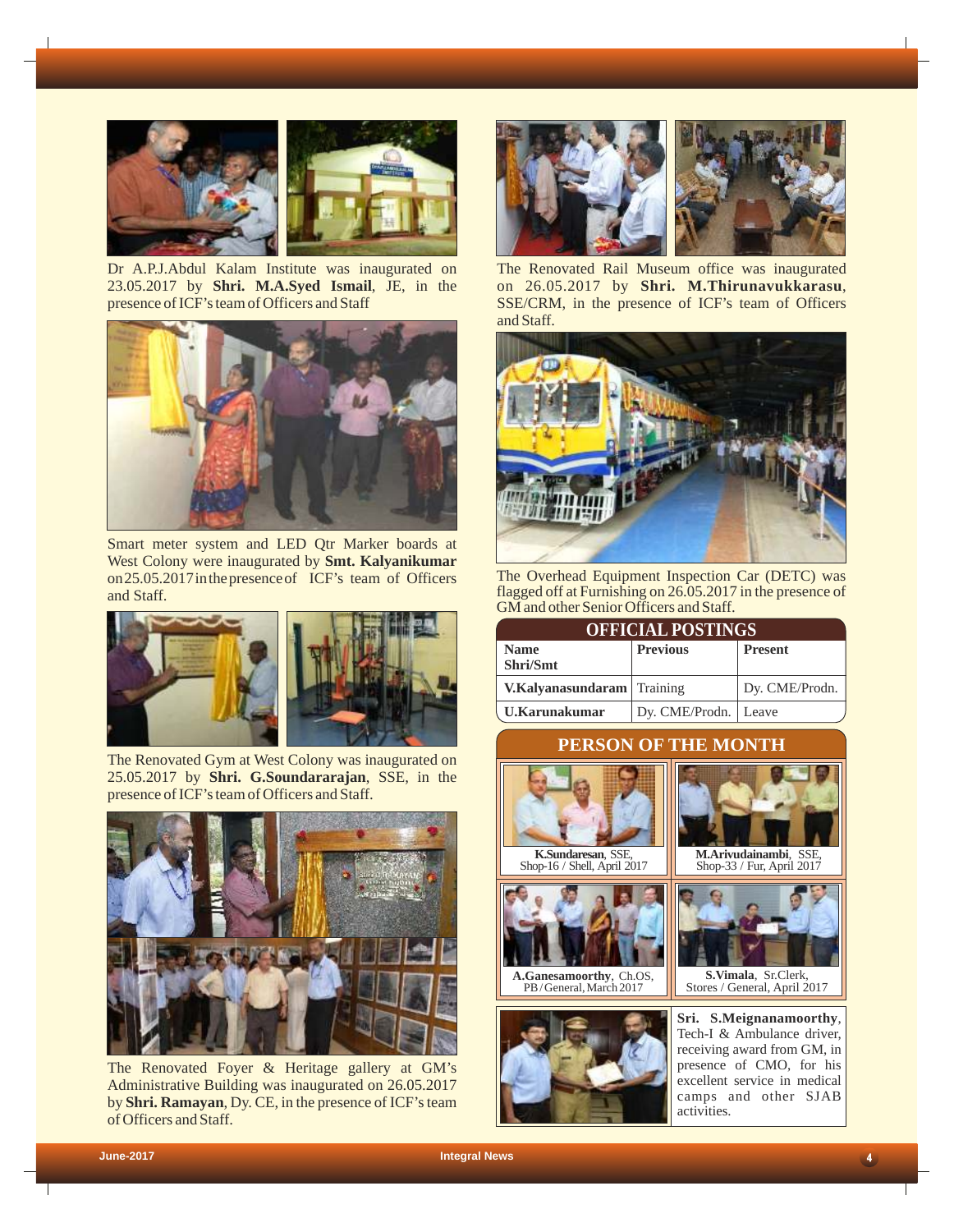Dr A.P.J.Abdul Kalam Institute was inaugurated on 23.05.2017 by **Shri. M.A.Syed Ismail**, JE, in the presence of ICF's team of Officers and Staff

Smart meter system and LED Qtr Marker boards at West Colony were inaugurated by **Smt. Kalyanikumar** on 25.05.2017 in the presence of ICF's team of Officers and Staff.

The Renovated Gym at West Colony was inaugurated on 25.05.2017 by **Shri. G.Soundararajan**, SSE, in the presence of ICF's team of Officers and Staff.

The Renovated Foyer & Heritage gallery at GM's Administrative Building was inaugurated on 26.05.2017 by **Shri. Ramayan**, Dy. CE, in the presence of ICF's team of Officers and Staff.

The Renovated Rail Museum office was inaugurated on 26.05.2017 by **Shri. M.Thirunavukkarasu**, SSE/CRM, in the presence of ICF's team of Officers and Staff.

The Overhead Equipment Inspection Car (DETC) was flagged off at Furnishing on 26.05.2017 in the presence of GM and other Senior Officers and Staff.

## OFFICIAL POSTINGS

| Name Shri/Smt | Previous | Present |
|---|---|---|
| **V.Kalyanasundaram** | Training | Dy. CME/Prodn. |
| **U.Karunakumar** | Dy. CME/Prodn. | Leave |

## PERSON OF THE MONTH

**K.Sundaresan**, SSE, Shop-16 / Shell, April 2017

**M.Arivudainambi**, SSE, Shop-33 / Fur, April 2017

**A.Ganesamoorthy**, Ch.OS, PB / General, March 2017

**S.Vimala**, Sr.Clerk, Stores / General, April 2017

**Sri. S.Meignanamoorthy**, Tech-I & Ambulance driver, receiving award from GM, in presence of CMO, for his excellent service in medical camps and other SJAB activities.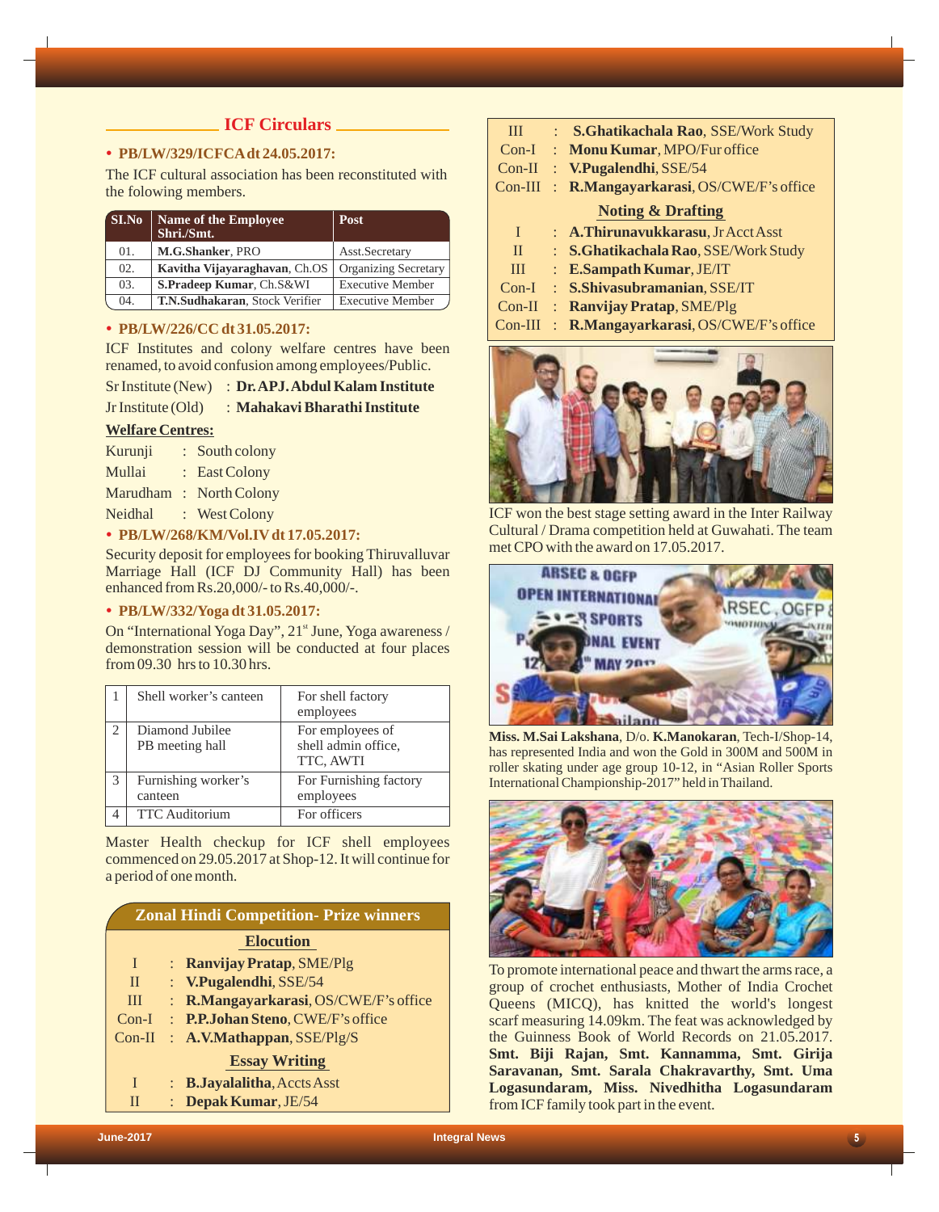## ICF Circulars

- **PB/LW/329/ICFCA dt 24.05.2017:**

The ICF cultural association has been reconstituted with the folowing members.

| Sl.No | Name of the Employee Shri./Smt. | Post |
|---|---|---|
| 01. | **M.G.Shanker**, PRO | Asst.Secretary |
| 02. | **Kavitha Vijayaraghavan**, Ch.OS | Organizing Secretary |
| 03. | **S.Pradeep Kumar**, Ch.S&WI | Executive Member |
| 04. | **T.N.Sudhakaran**, Stock Verifier | Executive Member |

- **PB/LW/226/CC dt 31.05.2017:**

ICF Institutes and colony welfare centres have been renamed, to avoid confusion among employees/Public.

Sr Institute (New) : **Dr. APJ. Abdul Kalam Institute**

Jr Institute (Old) : **Mahakavi Bharathi Institute**

**Welfare Centres:**

Kurunji : South colony

Mullai : East Colony

Marudham : North Colony

Neidhal : West Colony

- **PB/LW/268/KM/Vol.IV dt 17.05.2017:**

Security deposit for employees for booking Thiruvalluvar Marriage Hall (ICF DJ Community Hall) has been enhanced from Rs.20,000/- to Rs.40,000/-.

- **PB/LW/332/Yoga dt 31.05.2017:**

On "International Yoga Day", 21st June, Yoga awareness / demonstration session will be conducted at four places from 09.30 hrs to 10.30 hrs.

| | | |
|---|---|---|
| 1 | Shell worker's canteen | For shell factory employees |
| 2 | Diamond Jubilee PB meeting hall | For employees of shell admin office, TTC, AWTI |
| 3 | Furnishing worker's canteen | For Furnishing factory employees |
| 4 | TTC Auditorium | For officers |

Master Health checkup for ICF shell employees commenced on 29.05.2017 at Shop-12. It will continue for a period of one month.

## Zonal Hindi Competition- Prize winners

**Elocution**

- I : **Ranvijay Pratap**, SME/Plg
- II : **V.Pugalendhi**, SSE/54
- III : **R.Mangayarkarasi**, OS/CWE/F's office
- Con-I : **P.P.Johan Steno**, CWE/F's office
- Con-II : **A.V.Mathappan**, SSE/Plg/S

**Essay Writing**

- I : **B.Jayalalitha**, Accts Asst
- II : **Depak Kumar**, JE/54
- III : **S.Ghatikachala Rao**, SSE/Work Study
- Con-I : **Monu Kumar**, MPO/Fur office
- Con-II : **V.Pugalendhi**, SSE/54
- Con-III : **R.Mangayarkarasi**, OS/CWE/F's office

**Noting & Drafting**

- I : **A.Thirunavukkarasu**, Jr Acct Asst
- II : **S.Ghatikachala Rao**, SSE/Work Study
- III : **E.Sampath Kumar**, JE/IT
- Con-I : **S.Shivasubramanian**, SSE/IT
- Con-II : **Ranvijay Pratap**, SME/Plg
- Con-III : **R.Mangayarkarasi**, OS/CWE/F's office

ICF won the best stage setting award in the Inter Railway Cultural / Drama competition held at Guwahati. The team met CPO with the award on 17.05.2017.

**Miss. M.Sai Lakshana**, D/o. **K.Manokaran**, Tech-I/Shop-14, has represented India and won the Gold in 300M and 500M in roller skating under age group 10-12, in "Asian Roller Sports International Championship-2017" held in Thailand.

To promote international peace and thwart the arms race, a group of crochet enthusiasts, Mother of India Crochet Queens (MICQ), has knitted the world's longest scarf measuring 14.09km. The feat was acknowledged by the Guinness Book of World Records on 21.05.2017. **Smt. Biji Rajan, Smt. Kannamma, Smt. Girija Saravanan, Smt. Sarala Chakravarthy, Smt. Uma Logasundaram, Miss. Nivedhitha Logasundaram** from ICF family took part in the event.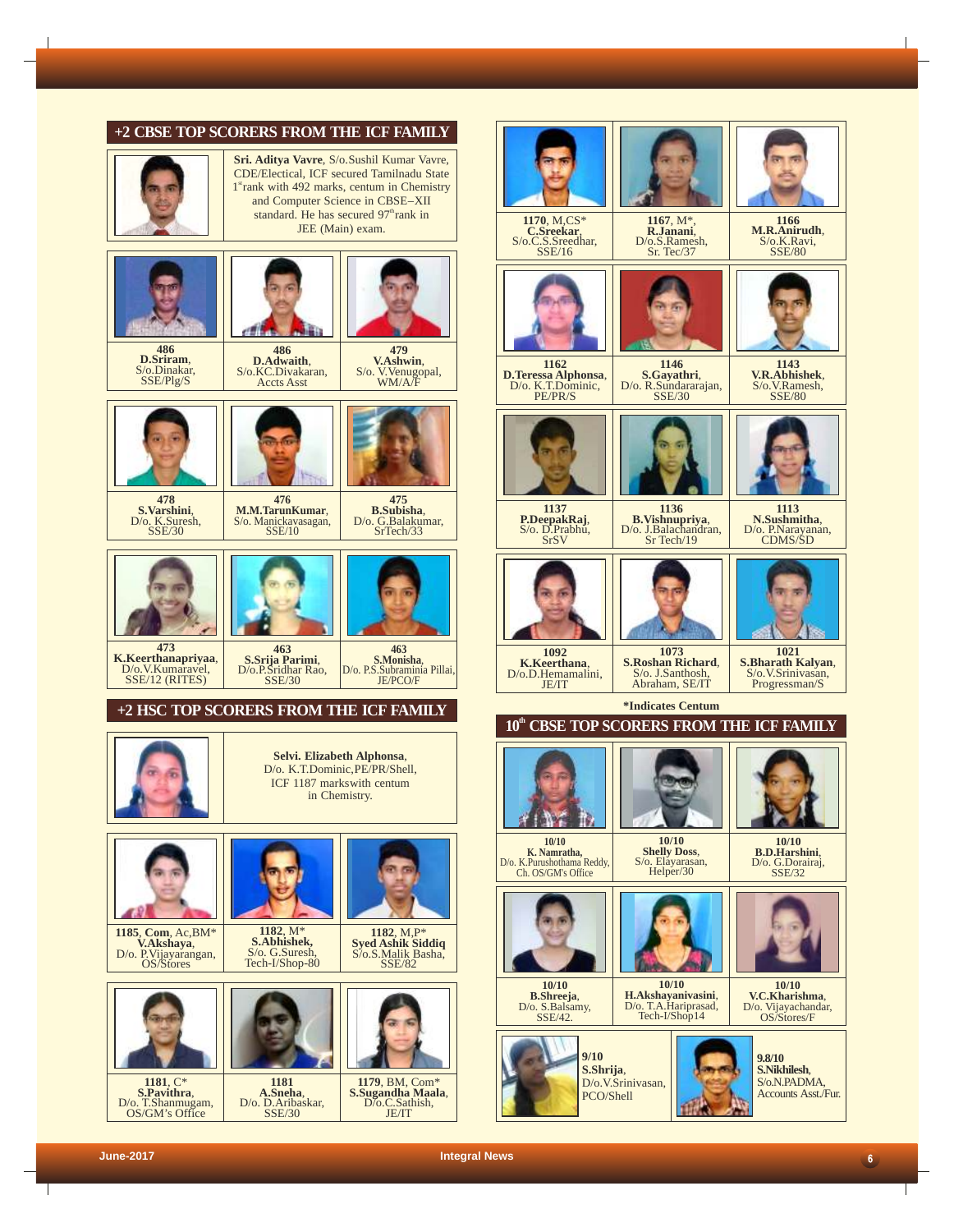## +2 CBSE TOP SCORERS FROM THE ICF FAMILY

**Sri. Aditya Vavre**, S/o.Sushil Kumar Vavre, CDE/Electical, ICF secured Tamilnadu State 1st rank with 492 marks, centum in Chemistry and Computer Science in CBSE–XII standard. He has secured 97th rank in JEE (Main) exam.

| | | |
|---|---|---|
| **486** **D.Sriram**, S/o.Dinakar, SSE/Plg/S | **486** **D.Adwaith**, S/o.KC.Divakaran, Accts Asst | **479** **V.Ashwin**, S/o. V.Venugopal, WM/A/F |
| **478** **S.Varshini**, D/o. K.Suresh, SSE/30 | **476** **M.M.TarunKumar**, S/o. Manickavasagan, SSE/10 | **475** **B.Subisha**, D/o. G.Balakumar, SrTech/33 |
| **473** **K.Keerthanapriyaa**, D/o.V.Kumaravel, SSE/12 (RITES) | **463** **S.Srija Parimi**, D/o.P.Sridhar Rao, SSE/30 | **463** **S.Monisha**, D/o. P.S.Subraminia Pillai, JE/PCO/F |

## +2 HSC TOP SCORERS FROM THE ICF FAMILY

**Selvi. Elizabeth Alphonsa**, D/o. K.T.Dominic,PE/PR/Shell, ICF 1187 markswith centum in Chemistry.

| | | |
|---|---|---|
| **1185**, **Com**, Ac,BM* **V.Akshaya**, D/o. P.Vijayarangan, OS/Stores | **1182**, M* **S.Abhishek**, S/o. G.Suresh, Tech-I/Shop-80 | **1182**, M,P* **Syed Ashik Siddiq** S/o.S.Malik Basha, SSE/82 |
| **1181**, C* **S.Pavithra**, D/o. T.Shanmugam, OS/GM's Office | **1181** **A.Sneha**, D/o. D.Aribaskar, SSE/30 | **1179**, BM, Com* **S.Sugandha Maala**, D/o.C.Sathish, JE/IT |
| **1170**, M,CS* **C.Sreekar**, S/o.C.S.Sreedhar, SSE/16 | **1167**, M*, **R.Janani**, D/o.S.Ramesh, Sr. Tec/37 | **1166** **M.R.Anirudh**, S/o.K.Ravi, SSE/80 |
| **1162** **D.Teressa Alphonsa**, D/o. K.T.Dominic, PE/PR/S | **1146** **S.Gayathri**, D/o. R.Sundararajan, SSE/30 | **1143** **V.R.Abhishek**, S/o.V.Ramesh, SSE/80 |
| **1137** **P.DeepakRaj**, S/o. D.Prabhu, SrSV | **1136** **B.Vishnupriya**, D/o. J.Balachandran, Sr Tech/19 | **1113** **N.Sushmitha**, D/o. P.Narayanan, CDMS/SD |
| **1092** **K.Keerthana**, D/o.D.Hemamalini, JE/IT | **1073** **S.Roshan Richard**, S/o. J.Santhosh, Abraham, SE/IT | **1021** **S.Bharath Kalyan**, S/o.V.Srinivasan, Progressman/S |

*Indicates Centum

## 10th CBSE TOP SCORERS FROM THE ICF FAMILY

| | | |
|---|---|---|
| **10/10** **K. Namratha**, D/o. K.Purushothama Reddy, Ch. OS/GM's Office | **10/10** **Shelly Doss**, S/o. Elayarasan, Helper/30 | **10/10** **B.D.Harshini**, D/o. G.Dorairaj, SSE/32 |
| **10/10** **B.Shreeja**, D/o. S.Balsamy, SSE/42. | **10/10** **H.Akshayanivasini**, D/o. T.A.Hariprasad, Tech-I/Shop14 | **10/10** **V.C.Kharishma**, D/o. Vijayachandar, OS/Stores/F |

**9/10** **S.Shrija**, D/o.V.Srinivasan, PCO/Shell

**9.8/10** **S.Nikhilesh**, S/o.N.PADMA, Accounts Asst./Fur.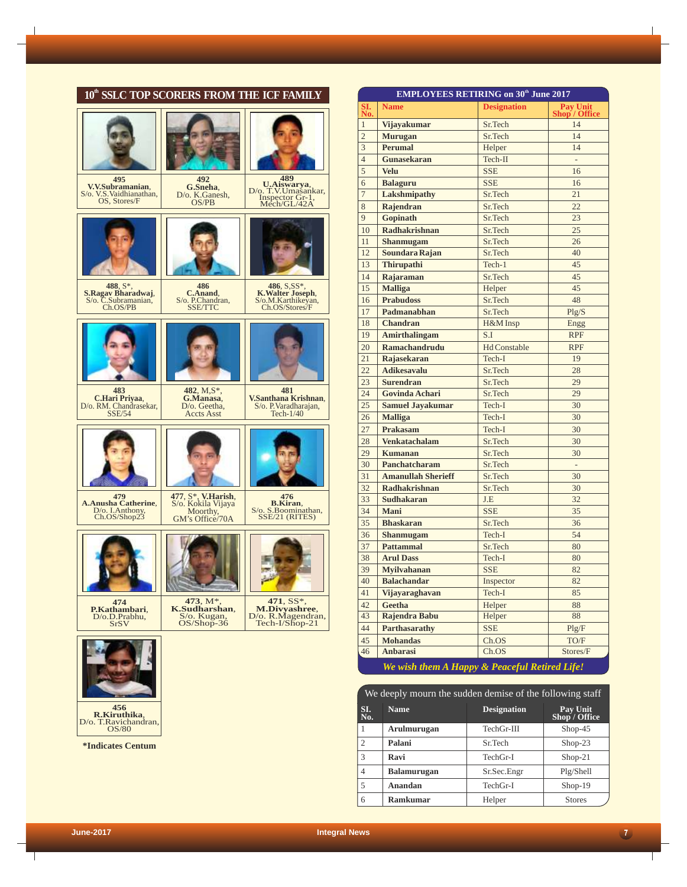## 10[th] SSLC TOP SCORERS FROM THE ICF FAMILY

**495**
**V.V.Subramanian**, S/o. V.S.Vaidhianathan, OS, Stores/F

**492**
**G.Sneha**, D/o. K.Ganesh, OS/PB

**489**
**U.Aiswarya**, D/o. T.V.Umasankar, Inspector Gr-1, Mech/GL/42A

**488**, S*,
**S.Ragav Bharadwaj**, S/o. C.Subramanian, Ch.OS/PB

**486**
**C.Anand**, S/o. P.Chandran, SSE/TTC

**486**, S,SS*,
**K.Walter Joseph**, S/o.M.Karthikeyan, Ch.OS/Stores/F

**483**
**C.Hari Priyaa**, D/o. RM. Chandrasekar, SSE/54

**482**, M,S*,
**G.Manasa**, D/o. Geetha, Accts Asst

**481**
**V.Santhana Krishnan**, S/o. P.Varadharajan, Tech-1/40

**479**
**A.Anusha Catherine**, D/o. I.Anthony, Ch.OS/Shop23

**477**, S*, **V.Harish**, S/o. Kokila Vijaya Moorthy, GM's Office/70A

**476**
**B.Kiran**, S/o. S.Boominathan, SSE/21 (RITES)

**474**
**P.Kathambari**, D/o.D.Prabhu, SrSV

**473**, M*,
**K.Sudharshan**, S/o. Kugan, OS/Shop-36

**471**, SS*,
**M.Divyashree**, D/o. R.Magendran, Tech-I/Shop-21

**456**
**R.Kiruthika**, D/o. T.Ravichandran, OS/80

***Indicates Centum**

## EMPLOYEES RETIRING on 30[th] June 2017

| Sl. No. | Name | Designation | Pay Unit Shop / Office |
|---|---|---|---|
| 1 | **Vijayakumar** | Sr.Tech | 14 |
| 2 | **Murugan** | Sr.Tech | 14 |
| 3 | **Perumal** | Helper | 14 |
| 4 | **Gunasekaran** | Tech-II | - |
| 5 | **Velu** | SSE | 16 |
| 6 | **Balaguru** | SSE | 16 |
| 7 | **Lakshmipathy** | Sr.Tech | 21 |
| 8 | **Rajendran** | Sr.Tech | 22 |
| 9 | **Gopinath** | Sr.Tech | 23 |
| 10 | **Radhakrishnan** | Sr.Tech | 25 |
| 11 | **Shanmugam** | Sr.Tech | 26 |
| 12 | **Soundara Rajan** | Sr.Tech | 40 |
| 13 | **Thirupathi** | Tech-1 | 45 |
| 14 | **Rajaraman** | Sr.Tech | 45 |
| 15 | **Malliga** | Helper | 45 |
| 16 | **Prabudoss** | Sr.Tech | 48 |
| 17 | **Padmanabhan** | Sr.Tech | Plg/S |
| 18 | **Chandran** | H&M Insp | Engg |
| 19 | **Amirthalingam** | S.I | RPF |
| 20 | **Ramachandrudu** | Hd Constable | RPF |
| 21 | **Rajasekaran** | Tech-I | 19 |
| 22 | **Adikesavalu** | Sr.Tech | 28 |
| 23 | **Surendran** | Sr.Tech | 29 |
| 24 | **Govinda Achari** | Sr.Tech | 29 |
| 25 | **Samuel Jayakumar** | Tech-I | 30 |
| 26 | **Malliga** | Tech-I | 30 |
| 27 | **Prakasam** | Tech-I | 30 |
| 28 | **Venkatachalam** | Sr.Tech | 30 |
| 29 | **Kumanan** | Sr.Tech | 30 |
| 30 | **Panchatcharam** | Sr.Tech | - |
| 31 | **Amanullah Sherieff** | Sr.Tech | 30 |
| 32 | **Radhakrishnan** | Sr.Tech | 30 |
| 33 | **Sudhakaran** | J.E | 32 |
| 34 | **Mani** | SSE | 35 |
| 35 | **Bhaskaran** | Sr.Tech | 36 |
| 36 | **Shanmugam** | Tech-I | 54 |
| 37 | **Pattammal** | Sr.Tech | 80 |
| 38 | **Arul Dass** | Tech-I | 80 |
| 39 | **Myilvahanan** | SSE | 82 |
| 40 | **Balachandar** | Inspector | 82 |
| 41 | **Vijayaraghavan** | Tech-I | 85 |
| 42 | **Geetha** | Helper | 88 |
| 43 | **Rajendra Babu** | Helper | 88 |
| 44 | **Parthasarathy** | SSE | Plg/F |
| 45 | **Mohandas** | Ch.OS | TO/F |
| 46 | **Anbarasi** | Ch.OS | Stores/F |

***We wish them A Happy & Peaceful Retired Life!***

## We deeply mourn the sudden demise of the following staff

| Sl. No. | Name | Designation | Pay Unit Shop / Office |
|---|---|---|---|
| 1 | **Arulmurugan** | TechGr-III | Shop-45 |
| 2 | **Palani** | Sr.Tech | Shop-23 |
| 3 | **Ravi** | TechGr-I | Shop-21 |
| 4 | **Balamurugan** | Sr.Sec.Engr | Plg/Shell |
| 5 | **Anandan** | TechGr-I | Shop-19 |
| 6 | **Ramkumar** | Helper | Stores |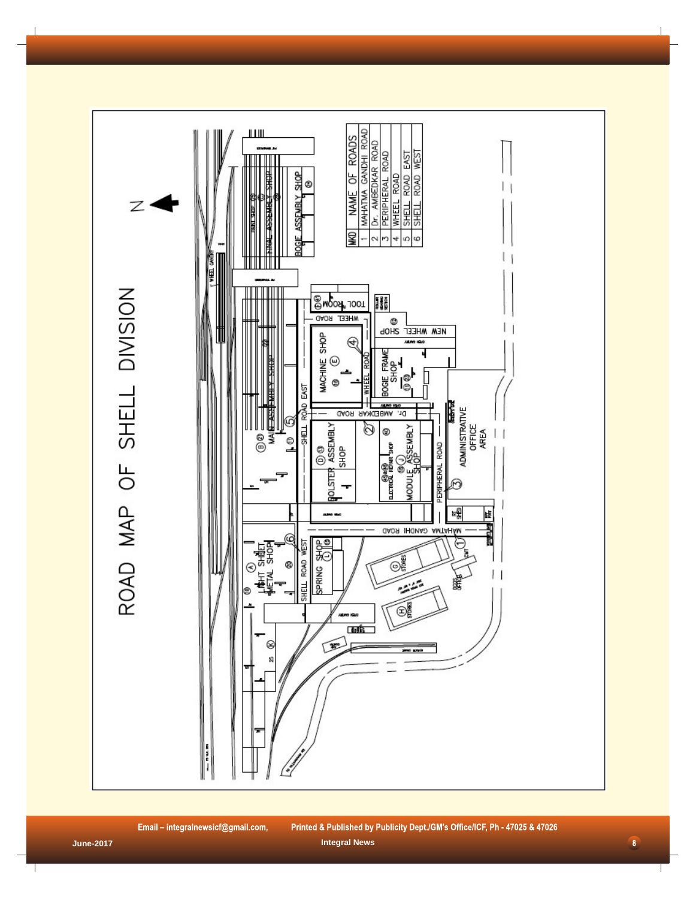# ROAD MAP OF SHELL DIVISION

| MKD | NAME OF ROADS |
|---|---|
| 1 | MAHATMA GANDHI ROAD |
| 2 | Dr. AMBEDKAR ROAD |
| 3 | PERIPHERAL ROAD |
| 4 | WHEEL ROAD |
| 5 | SHELL ROAD EAST |
| 6 | SHELL ROAD WEST |

N

BOGIE ASSEMBLY SHOP

FINAL ASSEMBLY SHOP

PAINT SHOP

TOOL ROOM

WHEEL ROAD

NEW WHEEL SHOP

MACHINE SHOP

BOGIE FRAME SHOP

MAIN ASSEMBLY SHOP

SHELL ROAD EAST

Dr. AMBEDKAR ROAD

ADMINISTRATIVE OFFICE AREA

BOLSTER ASSEMBLY SHOP

ELECTRICAL REPAIR SHOP

MODULE ASSEMBLY SHOP

PERIPHERAL ROAD

MAHATMA GANDHI ROAD

LIGHT SHEET METAL SHOP

SHELL ROAD WEST

SPRING SHOP

STORES

STORES

DDSS OFFICE

Email – integralnewsicf@gmail.com, Printed & Published by Publicity Dept./GM's Office/ICF, Ph - 47025 & 47026